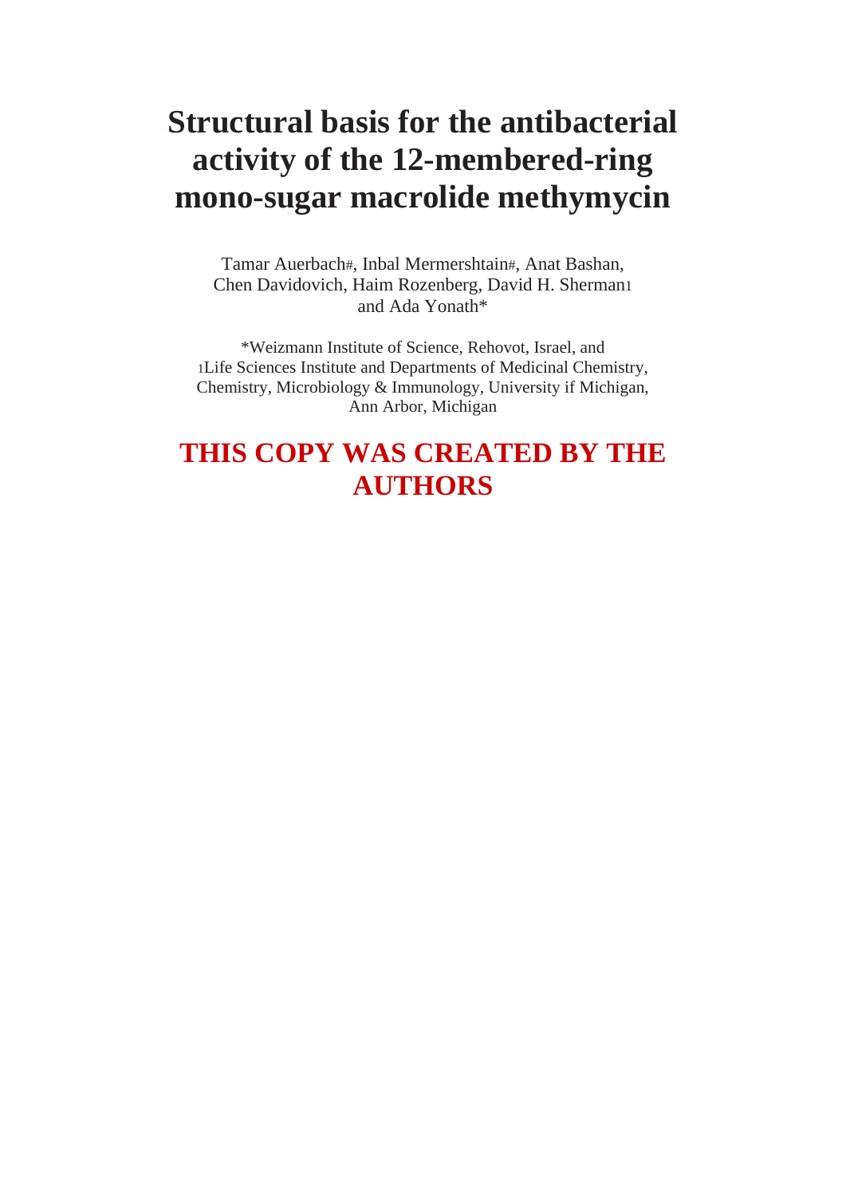# Structural basis for the antibacterial activity of the 12-membered-ring mono-sugar macrolide methymycin

Tamar Auerbach[#], Inbal Mermershtain[#], Anat Bashan, Chen Davidovich, Haim Rozenberg, David H. Sherman[1] and Ada Yonath*

*Weizmann Institute of Science, Rehovot, Israel, and
[1]Life Sciences Institute and Departments of Medicinal Chemistry, Chemistry, Microbiology & Immunology, University if Michigan, Ann Arbor, Michigan

## THIS COPY WAS CREATED BY THE AUTHORS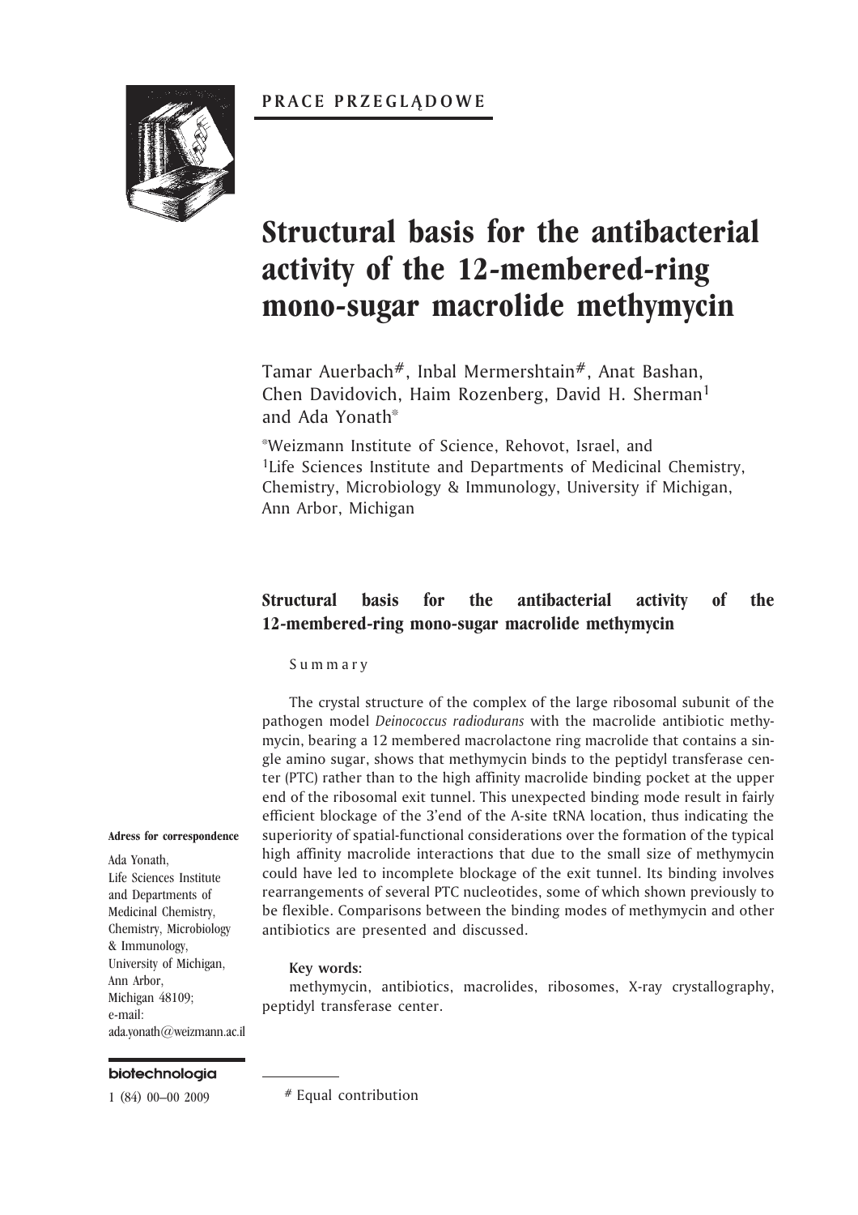**PRACE PRZEGLĄDOWE**

# Structural basis for the antibacterial activity of the 12-membered-ring mono-sugar macrolide methymycin

Tamar Auerbach[#], Inbal Mermershtain[#], Anat Bashan, Chen Davidovich, Haim Rozenberg, David H. Sherman[1] and Ada Yonath[*]

[*]Weizmann Institute of Science, Rehovot, Israel, and
[1]Life Sciences Institute and Departments of Medicinal Chemistry, Chemistry, Microbiology & Immunology, University if Michigan, Ann Arbor, Michigan

## Structural basis for the antibacterial activity of the 12-membered-ring mono-sugar macrolide methymycin

S u m m a r y

The crystal structure of the complex of the large ribosomal subunit of the pathogen model *Deinococcus radiodurans* with the macrolide antibiotic methymycin, bearing a 12 membered macrolactone ring macrolide that contains a single amino sugar, shows that methymycin binds to the peptidyl transferase center (PTC) rather than to the high affinity macrolide binding pocket at the upper end of the ribosomal exit tunnel. This unexpected binding mode result in fairly efficient blockage of the 3'end of the A-site tRNA location, thus indicating the superiority of spatial-functional considerations over the formation of the typical high affinity macrolide interactions that due to the small size of methymycin could have led to incomplete blockage of the exit tunnel. Its binding involves rearrangements of several PTC nucleotides, some of which shown previously to be flexible. Comparisons between the binding modes of methymycin and other antibiotics are presented and discussed.

**Key words**:

methymycin, antibiotics, macrolides, ribosomes, X-ray crystallography, peptidyl transferase center.

**Adress for correspondence**

Ada Yonath,
Life Sciences Institute and Departments of Medicinal Chemistry, Chemistry, Microbiology & Immunology,
University of Michigan,
Ann Arbor,
Michigan 48109;
e-mail:
ada.yonath@weizmann.ac.il

[#] Equal contribution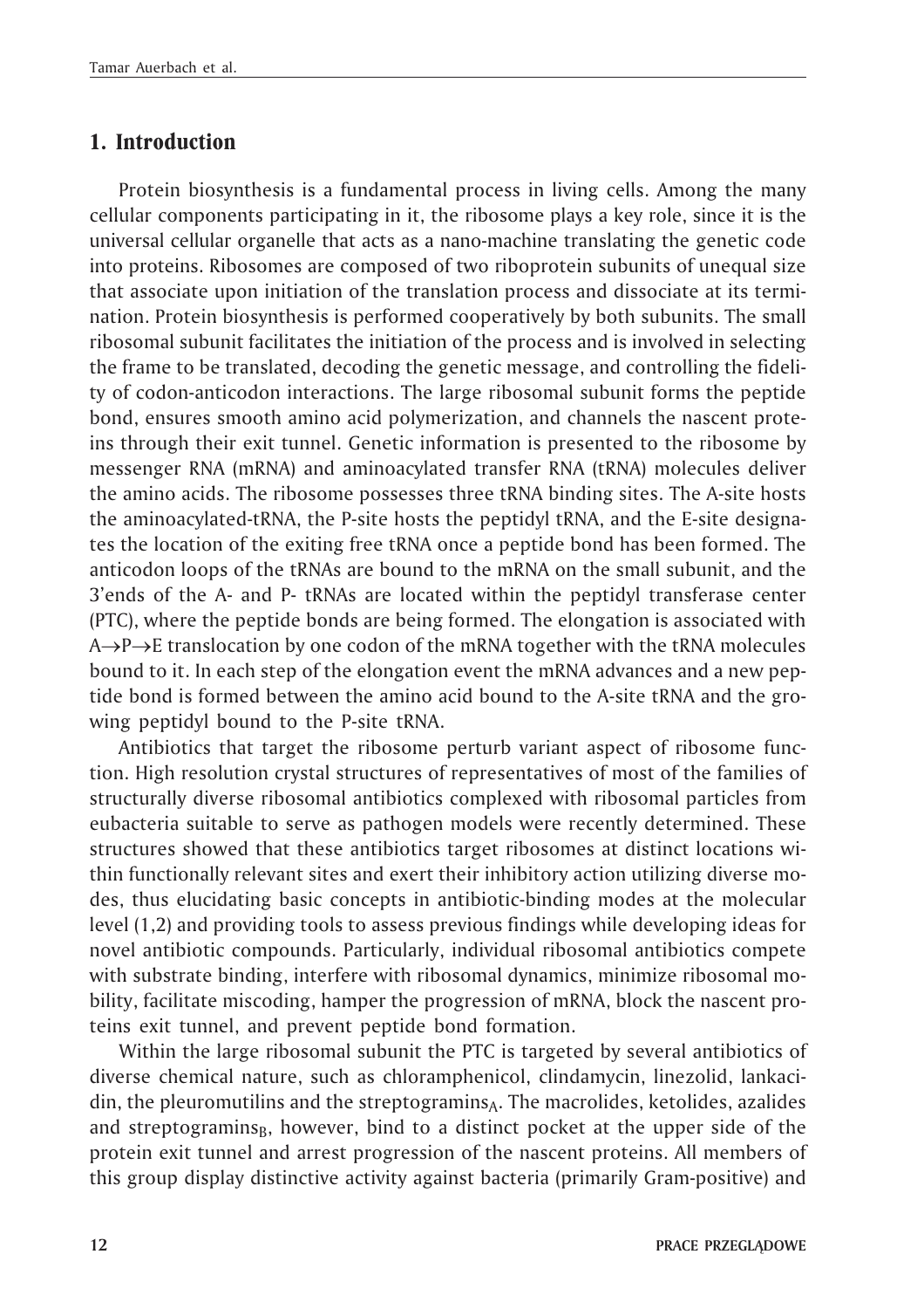## 1. Introduction

Protein biosynthesis is a fundamental process in living cells. Among the many cellular components participating in it, the ribosome plays a key role, since it is the universal cellular organelle that acts as a nano-machine translating the genetic code into proteins. Ribosomes are composed of two riboprotein subunits of unequal size that associate upon initiation of the translation process and dissociate at its termination. Protein biosynthesis is performed cooperatively by both subunits. The small ribosomal subunit facilitates the initiation of the process and is involved in selecting the frame to be translated, decoding the genetic message, and controlling the fidelity of codon-anticodon interactions. The large ribosomal subunit forms the peptide bond, ensures smooth amino acid polymerization, and channels the nascent proteins through their exit tunnel. Genetic information is presented to the ribosome by messenger RNA (mRNA) and aminoacylated transfer RNA (tRNA) molecules deliver the amino acids. The ribosome possesses three tRNA binding sites. The A-site hosts the aminoacylated-tRNA, the P-site hosts the peptidyl tRNA, and the E-site designates the location of the exiting free tRNA once a peptide bond has been formed. The anticodon loops of the tRNAs are bound to the mRNA on the small subunit, and the 3'ends of the A- and P- tRNAs are located within the peptidyl transferase center (PTC), where the peptide bonds are being formed. The elongation is associated with A→P→E translocation by one codon of the mRNA together with the tRNA molecules bound to it. In each step of the elongation event the mRNA advances and a new peptide bond is formed between the amino acid bound to the A-site tRNA and the growing peptidyl bound to the P-site tRNA.

Antibiotics that target the ribosome perturb variant aspect of ribosome function. High resolution crystal structures of representatives of most of the families of structurally diverse ribosomal antibiotics complexed with ribosomal particles from eubacteria suitable to serve as pathogen models were recently determined. These structures showed that these antibiotics target ribosomes at distinct locations within functionally relevant sites and exert their inhibitory action utilizing diverse modes, thus elucidating basic concepts in antibiotic-binding modes at the molecular level (1,2) and providing tools to assess previous findings while developing ideas for novel antibiotic compounds. Particularly, individual ribosomal antibiotics compete with substrate binding, interfere with ribosomal dynamics, minimize ribosomal mobility, facilitate miscoding, hamper the progression of mRNA, block the nascent proteins exit tunnel, and prevent peptide bond formation.

Within the large ribosomal subunit the PTC is targeted by several antibiotics of diverse chemical nature, such as chloramphenicol, clindamycin, linezolid, lankacidin, the pleuromutilins and the streptogramins$_A$. The macrolides, ketolides, azalides and streptogramins$_B$, however, bind to a distinct pocket at the upper side of the protein exit tunnel and arrest progression of the nascent proteins. All members of this group display distinctive activity against bacteria (primarily Gram-positive) and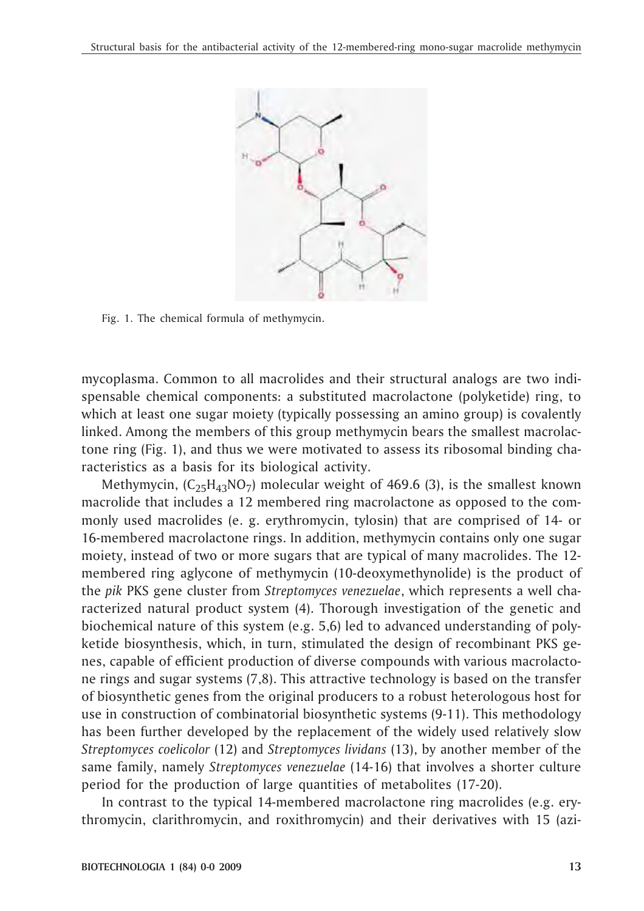Fig. 1. The chemical formula of methymycin.

mycoplasma. Common to all macrolides and their structural analogs are two indispensable chemical components: a substituted macrolactone (polyketide) ring, to which at least one sugar moiety (typically possessing an amino group) is covalently linked. Among the members of this group methymycin bears the smallest macrolactone ring (Fig. 1), and thus we were motivated to assess its ribosomal binding characteristics as a basis for its biological activity.

Methymycin, ($C_{25}H_{43}NO_7$) molecular weight of 469.6 (3), is the smallest known macrolide that includes a 12 membered ring macrolactone as opposed to the commonly used macrolides (e. g. erythromycin, tylosin) that are comprised of 14- or 16-membered macrolactone rings. In addition, methymycin contains only one sugar moiety, instead of two or more sugars that are typical of many macrolides. The 12-membered ring aglycone of methymycin (10-deoxymethynolide) is the product of the *pik* PKS gene cluster from *Streptomyces venezuelae*, which represents a well characterized natural product system (4). Thorough investigation of the genetic and biochemical nature of this system (e.g. 5,6) led to advanced understanding of polyketide biosynthesis, which, in turn, stimulated the design of recombinant PKS genes, capable of efficient production of diverse compounds with various macrolactone rings and sugar systems (7,8). This attractive technology is based on the transfer of biosynthetic genes from the original producers to a robust heterologous host for use in construction of combinatorial biosynthetic systems (9-11). This methodology has been further developed by the replacement of the widely used relatively slow *Streptomyces coelicolor* (12) and *Streptomyces lividans* (13), by another member of the same family, namely *Streptomyces venezuelae* (14-16) that involves a shorter culture period for the production of large quantities of metabolites (17-20).

In contrast to the typical 14-membered macrolactone ring macrolides (e.g. erythromycin, clarithromycin, and roxithromycin) and their derivatives with 15 (azi-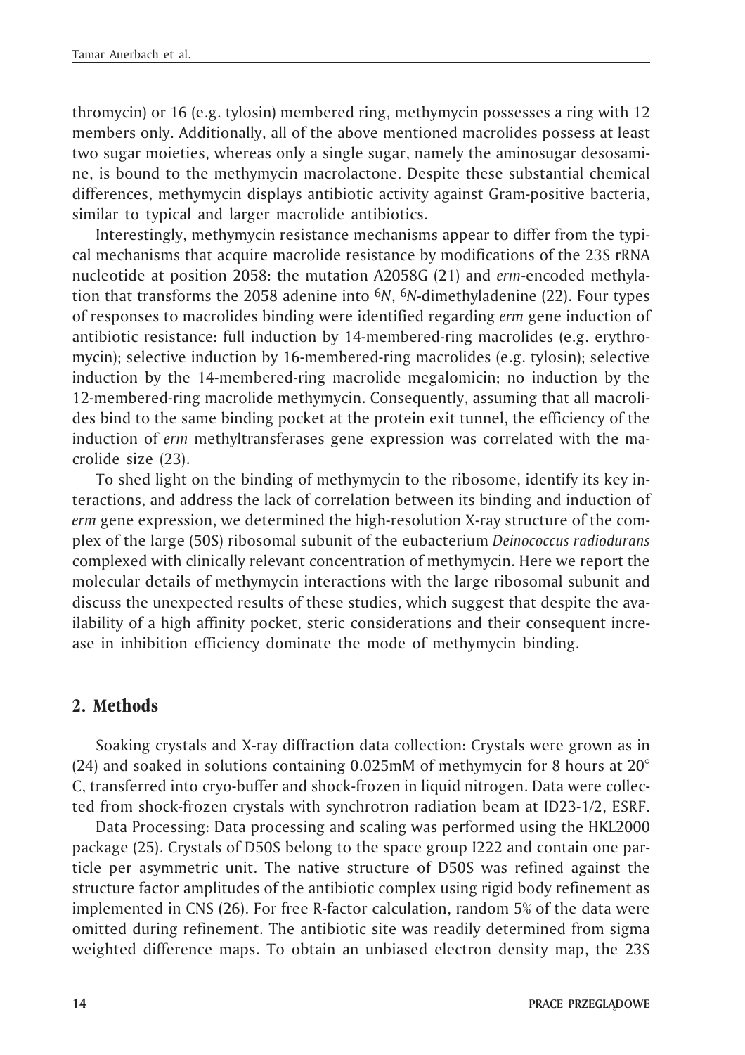thromycin) or 16 (e.g. tylosin) membered ring, methymycin possesses a ring with 12 members only. Additionally, all of the above mentioned macrolides possess at least two sugar moieties, whereas only a single sugar, namely the aminosugar desosamine, is bound to the methymycin macrolactone. Despite these substantial chemical differences, methymycin displays antibiotic activity against Gram-positive bacteria, similar to typical and larger macrolide antibiotics.

Interestingly, methymycin resistance mechanisms appear to differ from the typical mechanisms that acquire macrolide resistance by modifications of the 23S rRNA nucleotide at position 2058: the mutation A2058G (21) and *erm*-encoded methylation that transforms the 2058 adenine into $^{6}N$, $^{6}N$-dimethyladenine (22). Four types of responses to macrolides binding were identified regarding *erm* gene induction of antibiotic resistance: full induction by 14-membered-ring macrolides (e.g. erythromycin); selective induction by 16-membered-ring macrolides (e.g. tylosin); selective induction by the 14-membered-ring macrolide megalomicin; no induction by the 12-membered-ring macrolide methymycin. Consequently, assuming that all macrolides bind to the same binding pocket at the protein exit tunnel, the efficiency of the induction of *erm* methyltransferases gene expression was correlated with the macrolide size (23).

To shed light on the binding of methymycin to the ribosome, identify its key interactions, and address the lack of correlation between its binding and induction of *erm* gene expression, we determined the high-resolution X-ray structure of the complex of the large (50S) ribosomal subunit of the eubacterium *Deinococcus radiodurans* complexed with clinically relevant concentration of methymycin. Here we report the molecular details of methymycin interactions with the large ribosomal subunit and discuss the unexpected results of these studies, which suggest that despite the availability of a high affinity pocket, steric considerations and their consequent increase in inhibition efficiency dominate the mode of methymycin binding.

## 2. Methods

Soaking crystals and X-ray diffraction data collection: Crystals were grown as in (24) and soaked in solutions containing 0.025mM of methymycin for 8 hours at 20° C, transferred into cryo-buffer and shock-frozen in liquid nitrogen. Data were collected from shock-frozen crystals with synchrotron radiation beam at ID23-1/2, ESRF.

Data Processing: Data processing and scaling was performed using the HKL2000 package (25). Crystals of D50S belong to the space group I222 and contain one particle per asymmetric unit. The native structure of D50S was refined against the structure factor amplitudes of the antibiotic complex using rigid body refinement as implemented in CNS (26). For free R-factor calculation, random 5% of the data were omitted during refinement. The antibiotic site was readily determined from sigma weighted difference maps. To obtain an unbiased electron density map, the 23S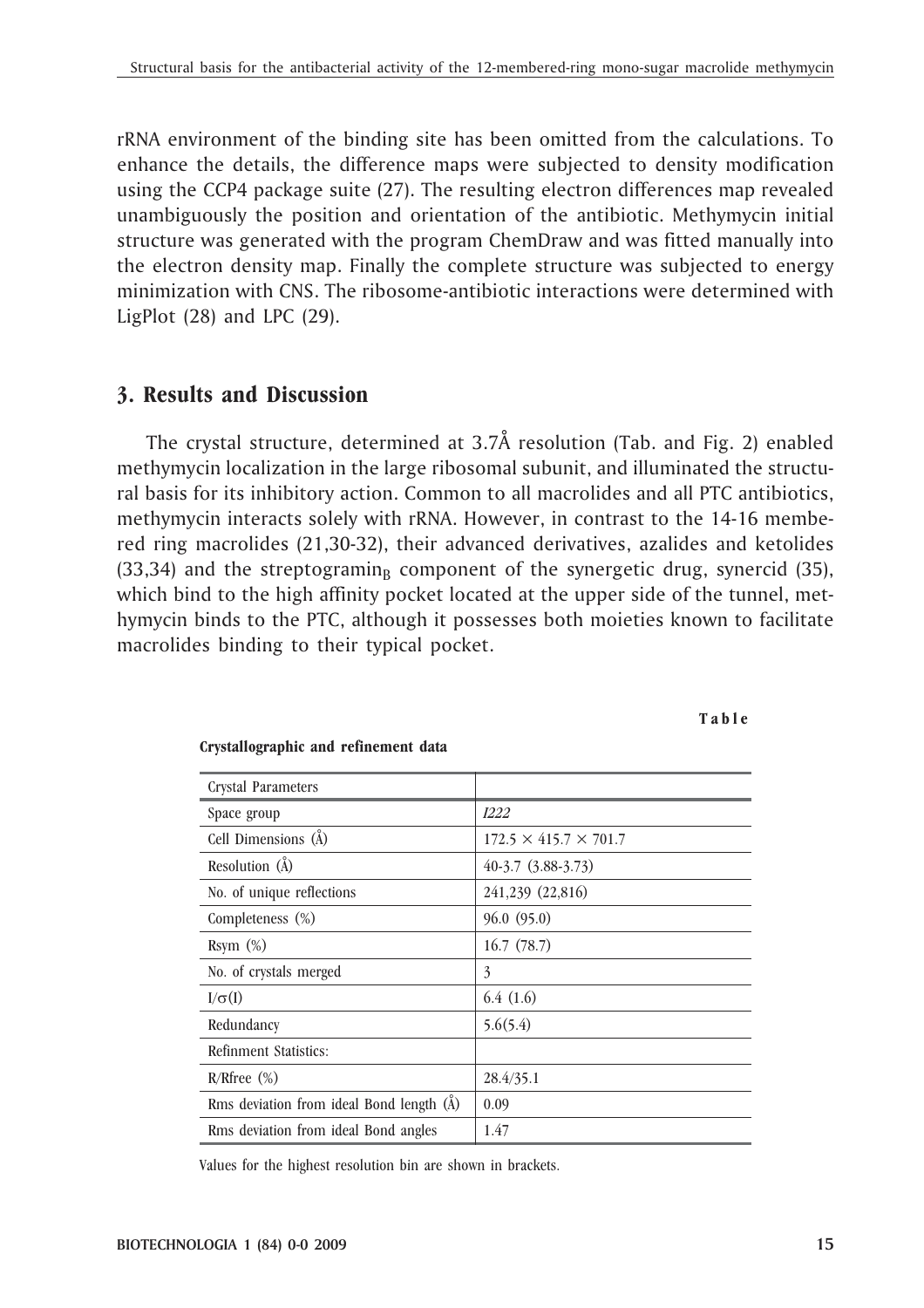rRNA environment of the binding site has been omitted from the calculations. To enhance the details, the difference maps were subjected to density modification using the CCP4 package suite (27). The resulting electron differences map revealed unambiguously the position and orientation of the antibiotic. Methymycin initial structure was generated with the program ChemDraw and was fitted manually into the electron density map. Finally the complete structure was subjected to energy minimization with CNS. The ribosome-antibiotic interactions were determined with LigPlot (28) and LPC (29).

## 3. Results and Discussion

The crystal structure, determined at 3.7Å resolution (Tab. and Fig. 2) enabled methymycin localization in the large ribosomal subunit, and illuminated the structural basis for its inhibitory action. Common to all macrolides and all PTC antibiotics, methymycin interacts solely with rRNA. However, in contrast to the 14-16 membered ring macrolides (21,30-32), their advanced derivatives, azalides and ketolides (33,34) and the streptogramin$_B$ component of the synergetic drug, synercid (35), which bind to the high affinity pocket located at the upper side of the tunnel, methymycin binds to the PTC, although it possesses both moieties known to facilitate macrolides binding to their typical pocket.

**Table**

**Crystallographic and refinement data**

| Crystal Parameters | |
|---|---|
| Space group | *I222* |
| Cell Dimensions (Å) | $172.5 \times 415.7 \times 701.7$ |
| Resolution (Å) | 40-3.7 (3.88-3.73) |
| No. of unique reflections | 241,239 (22,816) |
| Completeness (%) | 96.0 (95.0) |
| Rsym (%) | 16.7 (78.7) |
| No. of crystals merged | 3 |
| $I/\sigma(I)$ | 6.4 (1.6) |
| Redundancy | 5.6(5.4) |
| Refinment Statistics: | |
| R/Rfree (%) | 28.4/35.1 |
| Rms deviation from ideal Bond length (Å) | 0.09 |
| Rms deviation from ideal Bond angles | 1.47 |

Values for the highest resolution bin are shown in brackets.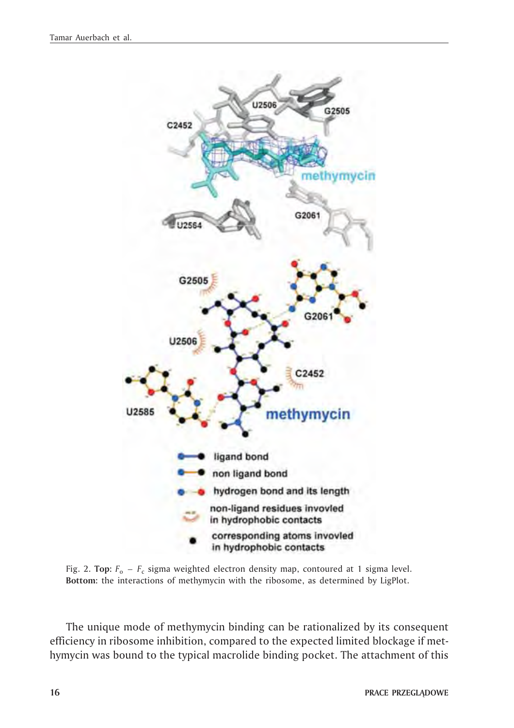Fig. 2. **Top**: $F_o - F_c$ sigma weighted electron density map, contoured at 1 sigma level. **Bottom:** the interactions of methymycin with the ribosome, as determined by LigPlot.

The unique mode of methymycin binding can be rationalized by its consequent efficiency in ribosome inhibition, compared to the expected limited blockage if methymycin was bound to the typical macrolide binding pocket. The attachment of this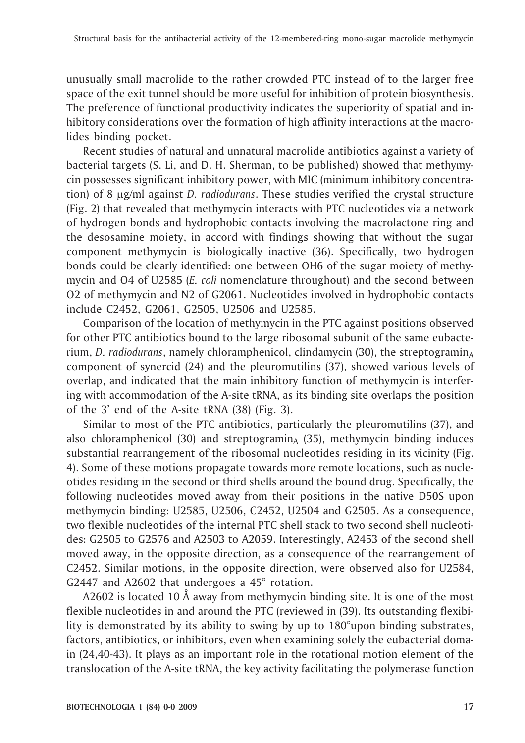unusually small macrolide to the rather crowded PTC instead of to the larger free space of the exit tunnel should be more useful for inhibition of protein biosynthesis. The preference of functional productivity indicates the superiority of spatial and inhibitory considerations over the formation of high affinity interactions at the macrolides binding pocket.

Recent studies of natural and unnatural macrolide antibiotics against a variety of bacterial targets (S. Li, and D. H. Sherman, to be published) showed that methymycin possesses significant inhibitory power, with MIC (minimum inhibitory concentration) of 8 μg/ml against *D. radiodurans*. These studies verified the crystal structure (Fig. 2) that revealed that methymycin interacts with PTC nucleotides via a network of hydrogen bonds and hydrophobic contacts involving the macrolactone ring and the desosamine moiety, in accord with findings showing that without the sugar component methymycin is biologically inactive (36). Specifically, two hydrogen bonds could be clearly identified: one between OH6 of the sugar moiety of methymycin and O4 of U2585 (*E. coli* nomenclature throughout) and the second between O2 of methymycin and N2 of G2061. Nucleotides involved in hydrophobic contacts include C2452, G2061, G2505, U2506 and U2585.

Comparison of the location of methymycin in the PTC against positions observed for other PTC antibiotics bound to the large ribosomal subunit of the same eubacterium, *D. radiodurans*, namely chloramphenicol, clindamycin (30), the streptogramin$_A$ component of synercid (24) and the pleuromutilins (37), showed various levels of overlap, and indicated that the main inhibitory function of methymycin is interfering with accommodation of the A-site tRNA, as its binding site overlaps the position of the 3' end of the A-site tRNA (38) (Fig. 3).

Similar to most of the PTC antibiotics, particularly the pleuromutilins (37), and also chloramphenicol (30) and streptogramin$_A$ (35), methymycin binding induces substantial rearrangement of the ribosomal nucleotides residing in its vicinity (Fig. 4). Some of these motions propagate towards more remote locations, such as nucleotides residing in the second or third shells around the bound drug. Specifically, the following nucleotides moved away from their positions in the native D50S upon methymycin binding: U2585, U2506, C2452, U2504 and G2505. As a consequence, two flexible nucleotides of the internal PTC shell stack to two second shell nucleotides: G2505 to G2576 and A2503 to A2059. Interestingly, A2453 of the second shell moved away, in the opposite direction, as a consequence of the rearrangement of C2452. Similar motions, in the opposite direction, were observed also for U2584, G2447 and A2602 that undergoes a 45° rotation.

A2602 is located 10 Å away from methymycin binding site. It is one of the most flexible nucleotides in and around the PTC (reviewed in (39). Its outstanding flexibility is demonstrated by its ability to swing by up to 180°upon binding substrates, factors, antibiotics, or inhibitors, even when examining solely the eubacterial domain (24,40-43). It plays as an important role in the rotational motion element of the translocation of the A-site tRNA, the key activity facilitating the polymerase function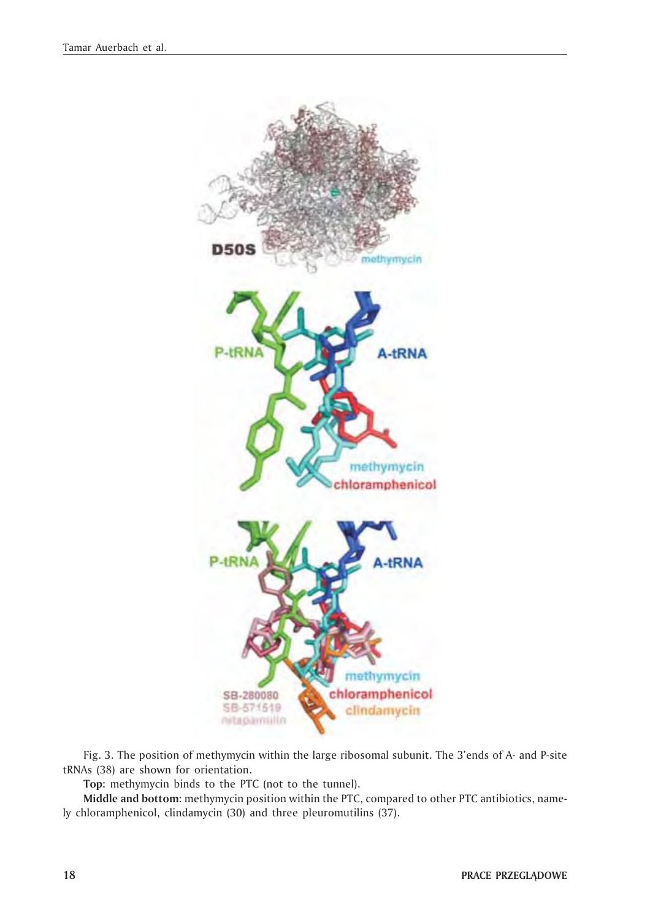Fig. 3. The position of methymycin within the large ribosomal subunit. The 3'ends of A- and P-site tRNAs (38) are shown for orientation.

**Top:** methymycin binds to the PTC (not to the tunnel).

**Middle and bottom:** methymycin position within the PTC, compared to other PTC antibiotics, namely chloramphenicol, clindamycin (30) and three pleuromutilins (37).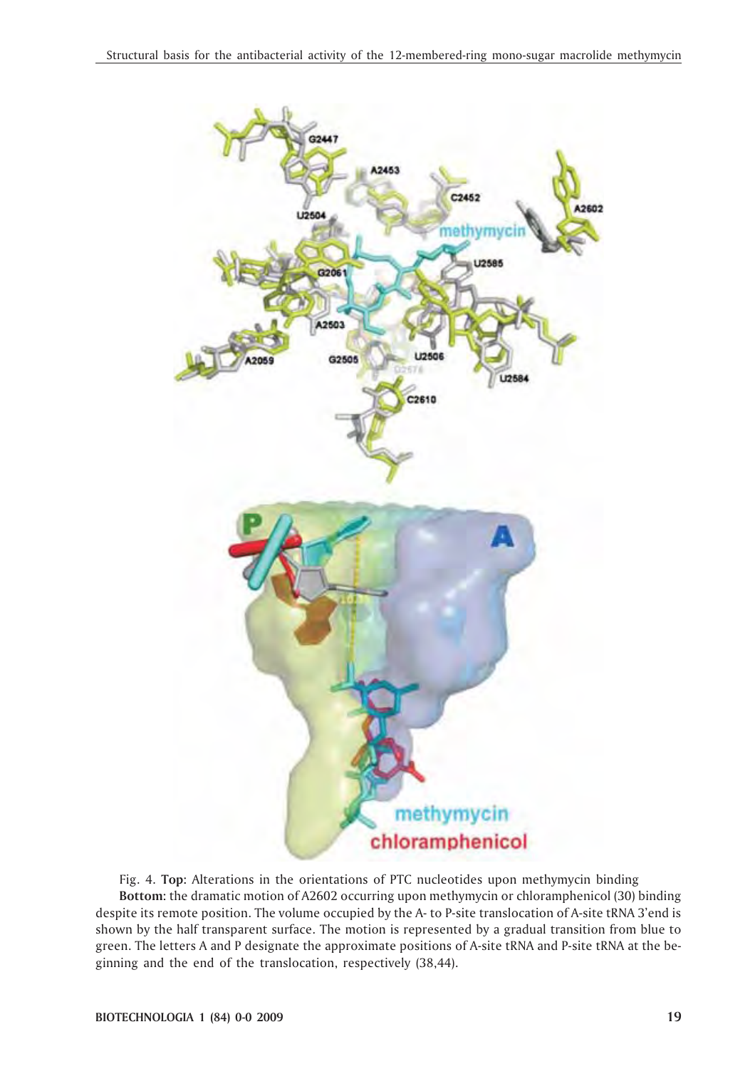Fig. 4. **Top**: Alterations in the orientations of PTC nucleotides upon methymycin binding
**Bottom**: the dramatic motion of A2602 occurring upon methymycin or chloramphenicol (30) binding despite its remote position. The volume occupied by the A- to P-site translocation of A-site tRNA 3'end is shown by the half transparent surface. The motion is represented by a gradual transition from blue to green. The letters A and P designate the approximate positions of A-site tRNA and P-site tRNA at the beginning and the end of the translocation, respectively (38,44).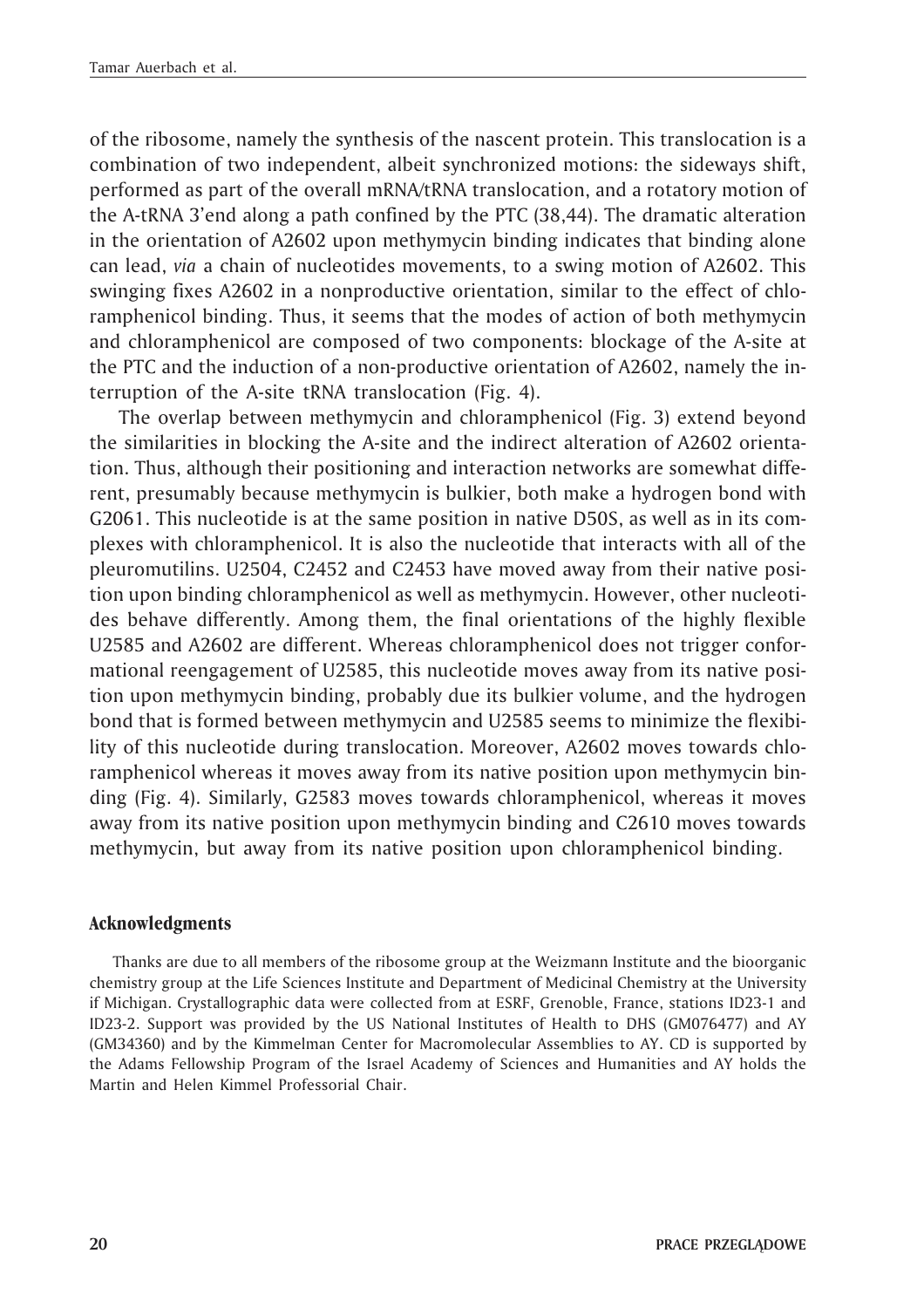of the ribosome, namely the synthesis of the nascent protein. This translocation is a combination of two independent, albeit synchronized motions: the sideways shift, performed as part of the overall mRNA/tRNA translocation, and a rotatory motion of the A-tRNA 3'end along a path confined by the PTC (38,44). The dramatic alteration in the orientation of A2602 upon methymycin binding indicates that binding alone can lead, *via* a chain of nucleotides movements, to a swing motion of A2602. This swinging fixes A2602 in a nonproductive orientation, similar to the effect of chloramphenicol binding. Thus, it seems that the modes of action of both methymycin and chloramphenicol are composed of two components: blockage of the A-site at the PTC and the induction of a non-productive orientation of A2602, namely the interruption of the A-site tRNA translocation (Fig. 4).

The overlap between methymycin and chloramphenicol (Fig. 3) extend beyond the similarities in blocking the A-site and the indirect alteration of A2602 orientation. Thus, although their positioning and interaction networks are somewhat different, presumably because methymycin is bulkier, both make a hydrogen bond with G2061. This nucleotide is at the same position in native D50S, as well as in its complexes with chloramphenicol. It is also the nucleotide that interacts with all of the pleuromutilins. U2504, C2452 and C2453 have moved away from their native position upon binding chloramphenicol as well as methymycin. However, other nucleotides behave differently. Among them, the final orientations of the highly flexible U2585 and A2602 are different. Whereas chloramphenicol does not trigger conformational reengagement of U2585, this nucleotide moves away from its native position upon methymycin binding, probably due its bulkier volume, and the hydrogen bond that is formed between methymycin and U2585 seems to minimize the flexibility of this nucleotide during translocation. Moreover, A2602 moves towards chloramphenicol whereas it moves away from its native position upon methymycin binding (Fig. 4). Similarly, G2583 moves towards chloramphenicol, whereas it moves away from its native position upon methymycin binding and C2610 moves towards methymycin, but away from its native position upon chloramphenicol binding.

## Acknowledgments

Thanks are due to all members of the ribosome group at the Weizmann Institute and the bioorganic chemistry group at the Life Sciences Institute and Department of Medicinal Chemistry at the University if Michigan. Crystallographic data were collected from at ESRF, Grenoble, France, stations ID23-1 and ID23-2. Support was provided by the US National Institutes of Health to DHS (GM076477) and AY (GM34360) and by the Kimmelman Center for Macromolecular Assemblies to AY. CD is supported by the Adams Fellowship Program of the Israel Academy of Sciences and Humanities and AY holds the Martin and Helen Kimmel Professorial Chair.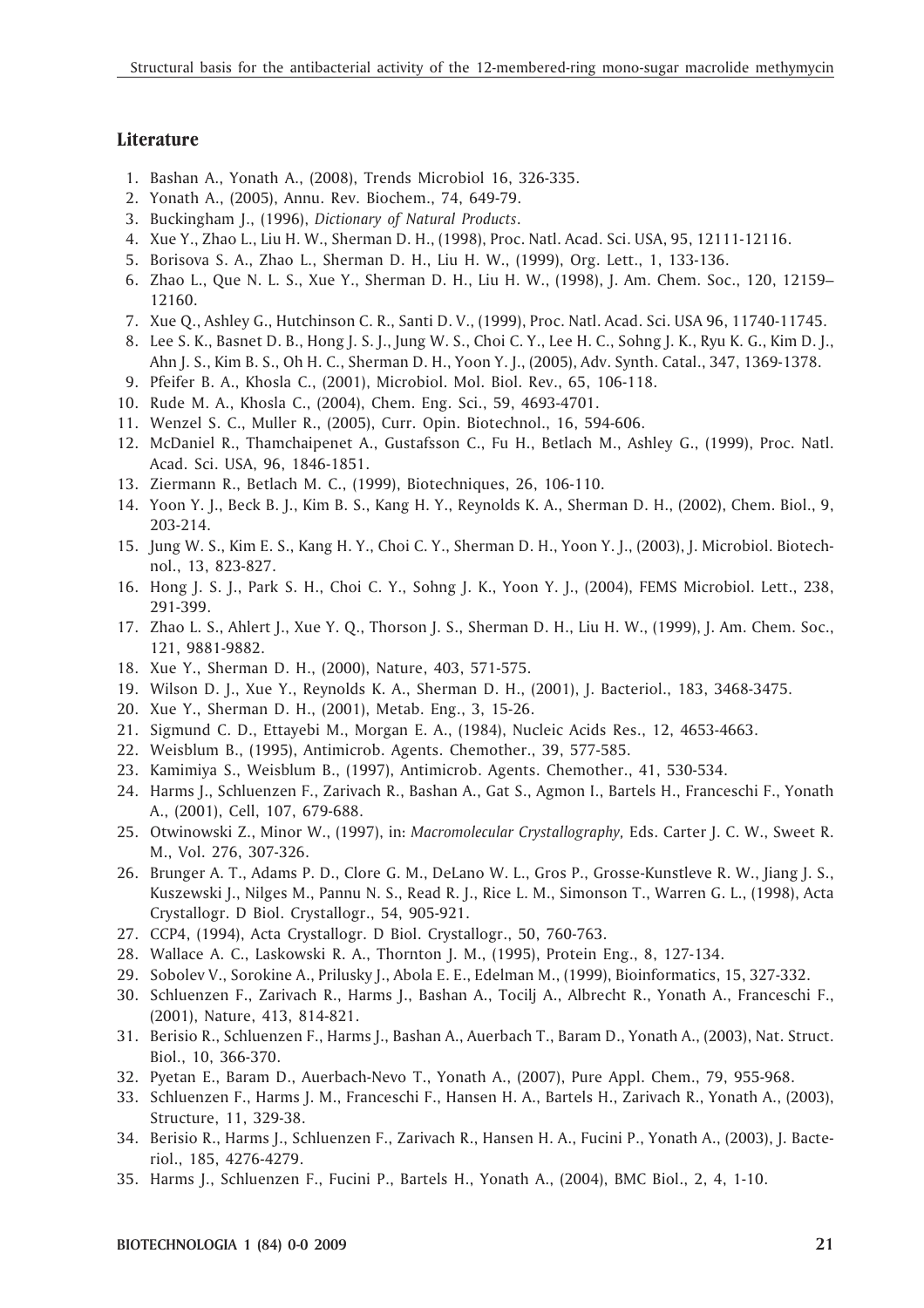## Literature

1. Bashan A., Yonath A., (2008), Trends Microbiol 16, 326-335.
2. Yonath A., (2005), Annu. Rev. Biochem., 74, 649-79.
3. Buckingham J., (1996), *Dictionary of Natural Products*.
4. Xue Y., Zhao L., Liu H. W., Sherman D. H., (1998), Proc. Natl. Acad. Sci. USA, 95, 12111-12116.
5. Borisova S. A., Zhao L., Sherman D. H., Liu H. W., (1999), Org. Lett., 1, 133-136.
6. Zhao L., Que N. L. S., Xue Y., Sherman D. H., Liu H. W., (1998), J. Am. Chem. Soc., 120, 12159–12160.
7. Xue Q., Ashley G., Hutchinson C. R., Santi D. V., (1999), Proc. Natl. Acad. Sci. USA 96, 11740-11745.
8. Lee S. K., Basnet D. B., Hong J. S. J., Jung W. S., Choi C. Y., Lee H. C., Sohng J. K., Ryu K. G., Kim D. J., Ahn J. S., Kim B. S., Oh H. C., Sherman D. H., Yoon Y. J., (2005), Adv. Synth. Catal., 347, 1369-1378.
9. Pfeifer B. A., Khosla C., (2001), Microbiol. Mol. Biol. Rev., 65, 106-118.
10. Rude M. A., Khosla C., (2004), Chem. Eng. Sci., 59, 4693-4701.
11. Wenzel S. C., Muller R., (2005), Curr. Opin. Biotechnol., 16, 594-606.
12. McDaniel R., Thamchaipenet A., Gustafsson C., Fu H., Betlach M., Ashley G., (1999), Proc. Natl. Acad. Sci. USA, 96, 1846-1851.
13. Ziermann R., Betlach M. C., (1999), Biotechniques, 26, 106-110.
14. Yoon Y. J., Beck B. J., Kim B. S., Kang H. Y., Reynolds K. A., Sherman D. H., (2002), Chem. Biol., 9, 203-214.
15. Jung W. S., Kim E. S., Kang H. Y., Choi C. Y., Sherman D. H., Yoon Y. J., (2003), J. Microbiol. Biotechnol., 13, 823-827.
16. Hong J. S. J., Park S. H., Choi C. Y., Sohng J. K., Yoon Y. J., (2004), FEMS Microbiol. Lett., 238, 291-399.
17. Zhao L. S., Ahlert J., Xue Y. Q., Thorson J. S., Sherman D. H., Liu H. W., (1999), J. Am. Chem. Soc., 121, 9881-9882.
18. Xue Y., Sherman D. H., (2000), Nature, 403, 571-575.
19. Wilson D. J., Xue Y., Reynolds K. A., Sherman D. H., (2001), J. Bacteriol., 183, 3468-3475.
20. Xue Y., Sherman D. H., (2001), Metab. Eng., 3, 15-26.
21. Sigmund C. D., Ettayebi M., Morgan E. A., (1984), Nucleic Acids Res., 12, 4653-4663.
22. Weisblum B., (1995), Antimicrob. Agents. Chemother., 39, 577-585.
23. Kamimiya S., Weisblum B., (1997), Antimicrob. Agents. Chemother., 41, 530-534.
24. Harms J., Schluenzen F., Zarivach R., Bashan A., Gat S., Agmon I., Bartels H., Franceschi F., Yonath A., (2001), Cell, 107, 679-688.
25. Otwinowski Z., Minor W., (1997), in: *Macromolecular Crystallography,* Eds. Carter J. C. W., Sweet R. M., Vol. 276, 307-326.
26. Brunger A. T., Adams P. D., Clore G. M., DeLano W. L., Gros P., Grosse-Kunstleve R. W., Jiang J. S., Kuszewski J., Nilges M., Pannu N. S., Read R. J., Rice L. M., Simonson T., Warren G. L., (1998), Acta Crystallogr. D Biol. Crystallogr., 54, 905-921.
27. CCP4, (1994), Acta Crystallogr. D Biol. Crystallogr., 50, 760-763.
28. Wallace A. C., Laskowski R. A., Thornton J. M., (1995), Protein Eng., 8, 127-134.
29. Sobolev V., Sorokine A., Prilusky J., Abola E. E., Edelman M., (1999), Bioinformatics, 15, 327-332.
30. Schluenzen F., Zarivach R., Harms J., Bashan A., Tocilj A., Albrecht R., Yonath A., Franceschi F., (2001), Nature, 413, 814-821.
31. Berisio R., Schluenzen F., Harms J., Bashan A., Auerbach T., Baram D., Yonath A., (2003), Nat. Struct. Biol., 10, 366-370.
32. Pyetan E., Baram D., Auerbach-Nevo T., Yonath A., (2007), Pure Appl. Chem., 79, 955-968.
33. Schluenzen F., Harms J. M., Franceschi F., Hansen H. A., Bartels H., Zarivach R., Yonath A., (2003), Structure, 11, 329-38.
34. Berisio R., Harms J., Schluenzen F., Zarivach R., Hansen H. A., Fucini P., Yonath A., (2003), J. Bacteriol., 185, 4276-4279.
35. Harms J., Schluenzen F., Fucini P., Bartels H., Yonath A., (2004), BMC Biol., 2, 4, 1-10.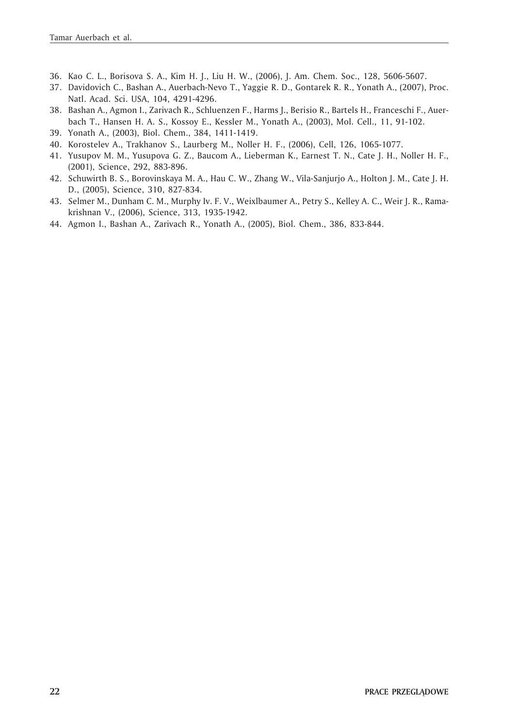36. Kao C. L., Borisova S. A., Kim H. J., Liu H. W., (2006), J. Am. Chem. Soc., 128, 5606-5607.
37. Davidovich C., Bashan A., Auerbach-Nevo T., Yaggie R. D., Gontarek R. R., Yonath A., (2007), Proc. Natl. Acad. Sci. USA, 104, 4291-4296.
38. Bashan A., Agmon I., Zarivach R., Schluenzen F., Harms J., Berisio R., Bartels H., Franceschi F., Auerbach T., Hansen H. A. S., Kossoy E., Kessler M., Yonath A., (2003), Mol. Cell., 11, 91-102.
39. Yonath A., (2003), Biol. Chem., 384, 1411-1419.
40. Korostelev A., Trakhanov S., Laurberg M., Noller H. F., (2006), Cell, 126, 1065-1077.
41. Yusupov M. M., Yusupova G. Z., Baucom A., Lieberman K., Earnest T. N., Cate J. H., Noller H. F., (2001), Science, 292, 883-896.
42. Schuwirth B. S., Borovinskaya M. A., Hau C. W., Zhang W., Vila-Sanjurjo A., Holton J. M., Cate J. H. D., (2005), Science, 310, 827-834.
43. Selmer M., Dunham C. M., Murphy Iv. F. V., Weixlbaumer A., Petry S., Kelley A. C., Weir J. R., Ramakrishnan V., (2006), Science, 313, 1935-1942.
44. Agmon I., Bashan A., Zarivach R., Yonath A., (2005), Biol. Chem., 386, 833-844.